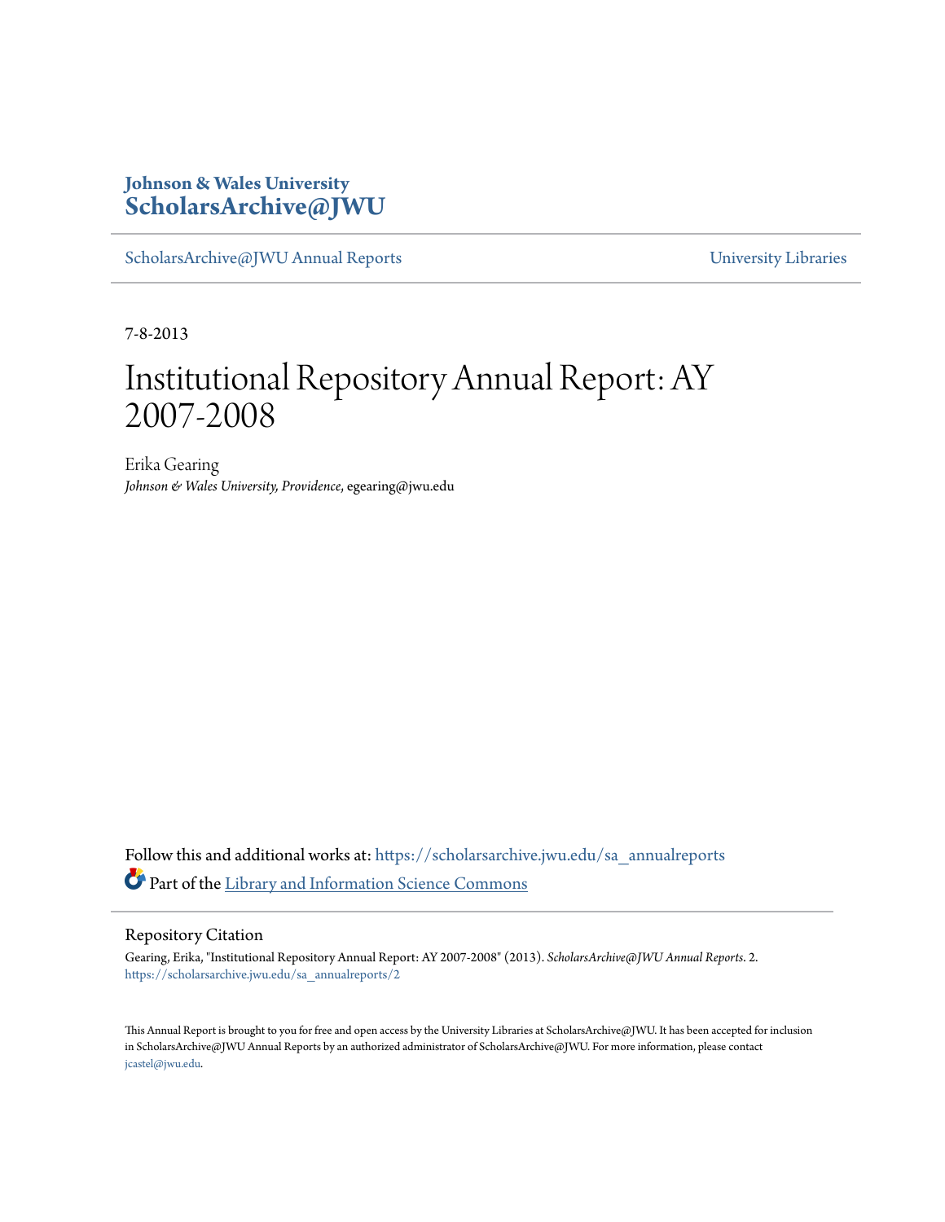**Johnson & Wales University**
**ScholarsArchive@JWU**

ScholarsArchive@JWU Annual Reports | University Libraries

7-8-2013

# Institutional Repository Annual Report: AY 2007-2008

Erika Gearing
*Johnson & Wales University, Providence*, egearing@jwu.edu

Follow this and additional works at: https://scholarsarchive.jwu.edu/sa_annualreports

Part of the Library and Information Science Commons

## Repository Citation

Gearing, Erika, "Institutional Repository Annual Report: AY 2007-2008" (2013). *ScholarsArchive@JWU Annual Reports*. 2.
https://scholarsarchive.jwu.edu/sa_annualreports/2

This Annual Report is brought to you for free and open access by the University Libraries at ScholarsArchive@JWU. It has been accepted for inclusion in ScholarsArchive@JWU Annual Reports by an authorized administrator of ScholarsArchive@JWU. For more information, please contact jcastel@jwu.edu.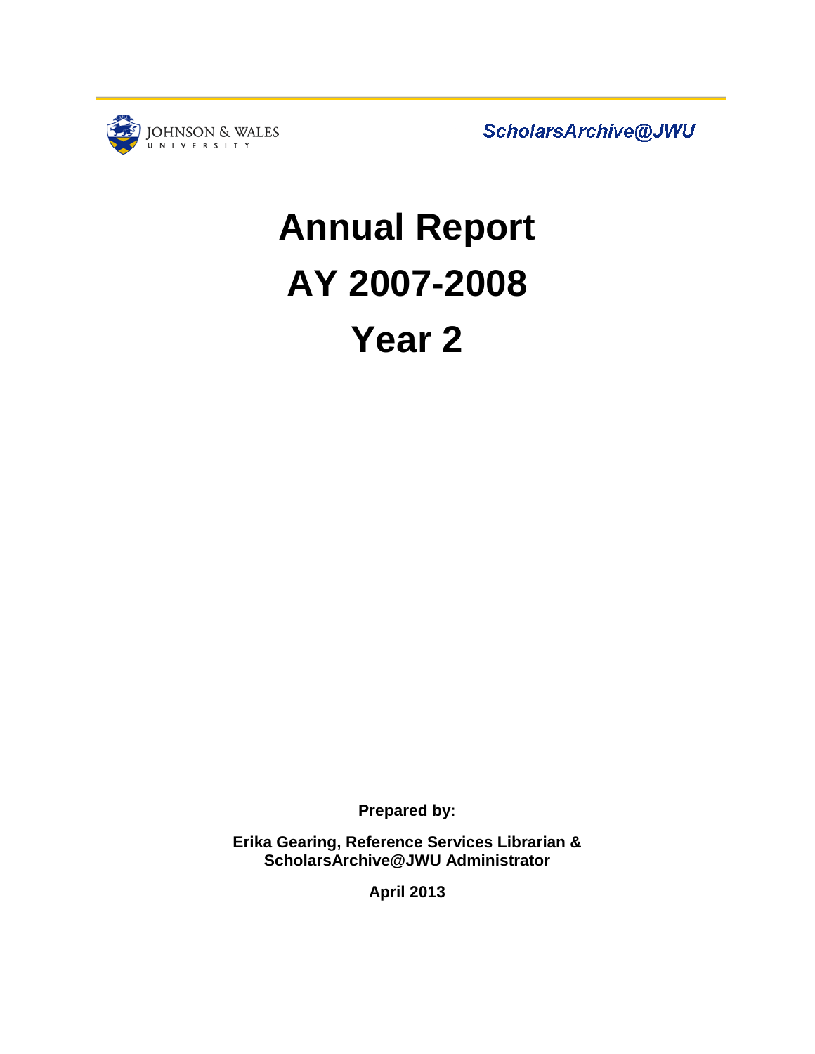JOHNSON & WALES UNIVERSITY

*ScholarsArchive@JWU*

# Annual Report

# AY 2007-2008

# Year 2

**Prepared by:**

**Erika Gearing, Reference Services Librarian & ScholarsArchive@JWU Administrator**

**April 2013**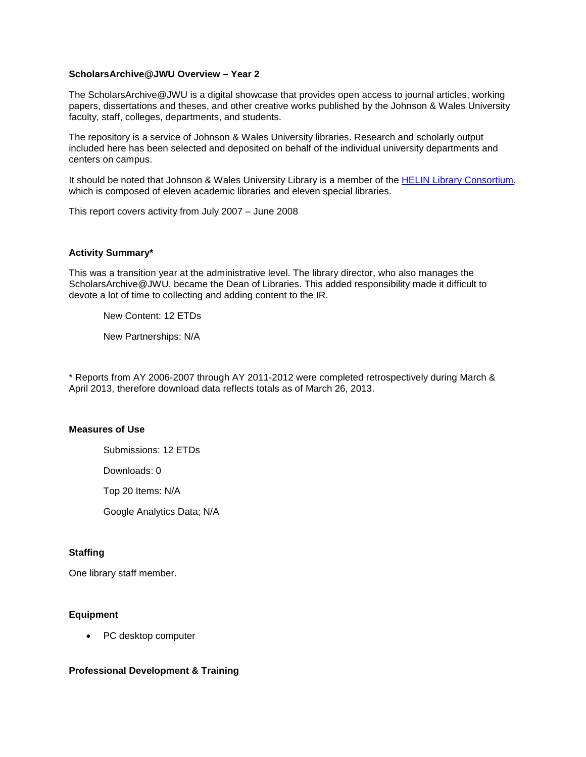**ScholarsArchive@JWU Overview – Year 2**

The ScholarsArchive@JWU is a digital showcase that provides open access to journal articles, working papers, dissertations and theses, and other creative works published by the Johnson & Wales University faculty, staff, colleges, departments, and students.

The repository is a service of Johnson & Wales University libraries. Research and scholarly output included here has been selected and deposited on behalf of the individual university departments and centers on campus.

It should be noted that Johnson & Wales University Library is a member of the [HELIN Library Consortium](), which is composed of eleven academic libraries and eleven special libraries.

This report covers activity from July 2007 – June 2008

**Activity Summary***

This was a transition year at the administrative level. The library director, who also manages the ScholarsArchive@JWU, became the Dean of Libraries. This added responsibility made it difficult to devote a lot of time to collecting and adding content to the IR.

New Content: 12 ETDs

New Partnerships: N/A

* Reports from AY 2006-2007 through AY 2011-2012 were completed retrospectively during March & April 2013, therefore download data reflects totals as of March 26, 2013.

**Measures of Use**

Submissions: 12 ETDs

Downloads: 0

Top 20 Items: N/A

Google Analytics Data; N/A

**Staffing**

One library staff member.

**Equipment**

- PC desktop computer

**Professional Development & Training**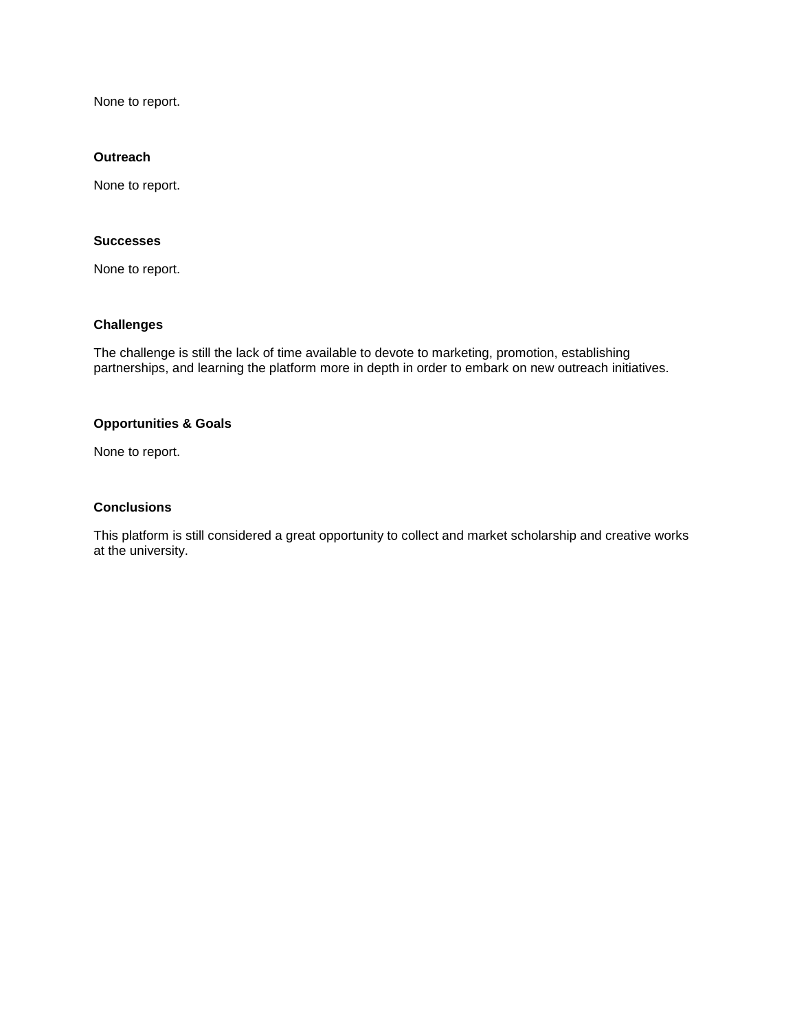None to report.

**Outreach**

None to report.

**Successes**

None to report.

**Challenges**

The challenge is still the lack of time available to devote to marketing, promotion, establishing partnerships, and learning the platform more in depth in order to embark on new outreach initiatives.

**Opportunities & Goals**

None to report.

**Conclusions**

This platform is still considered a great opportunity to collect and market scholarship and creative works at the university.